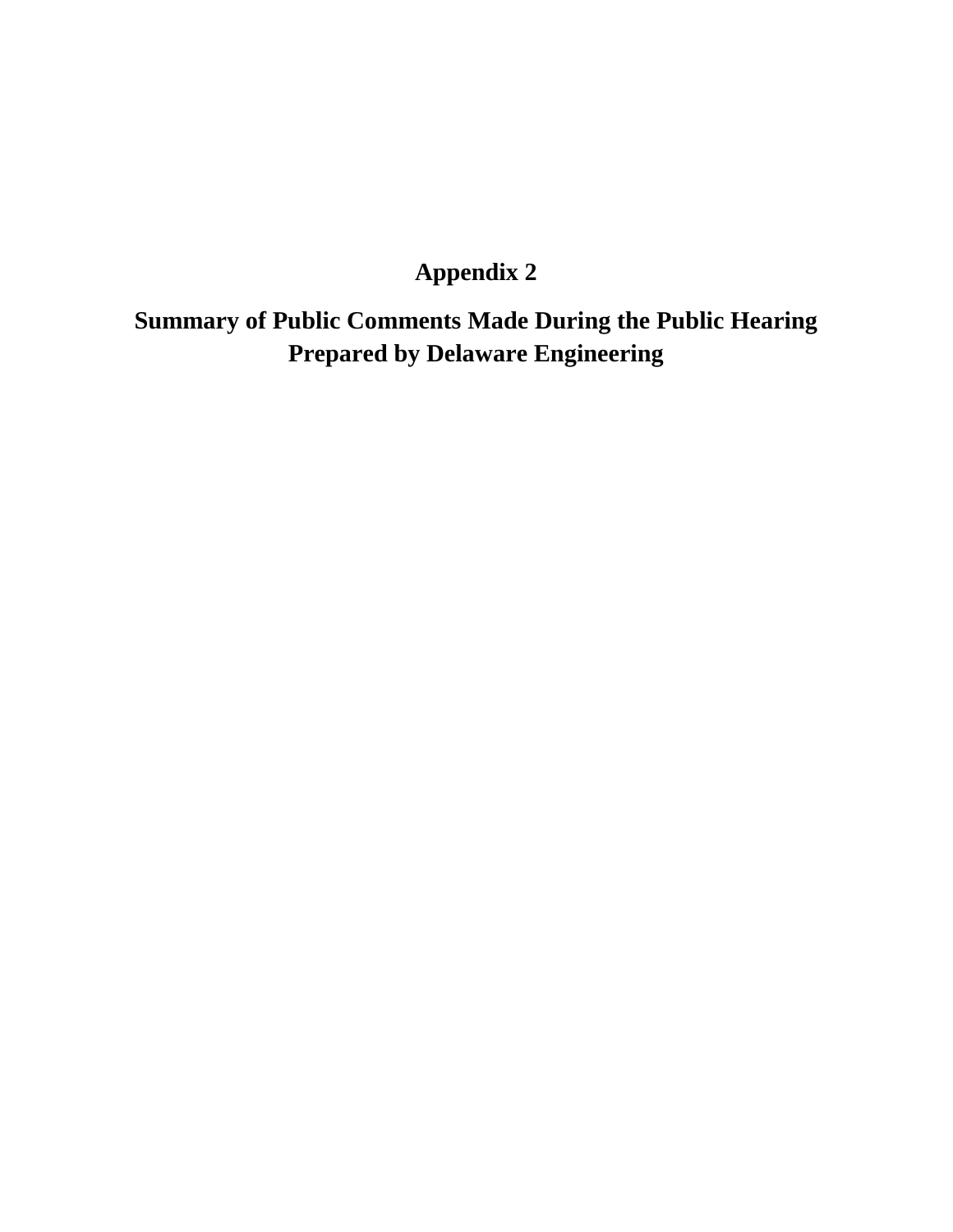# Appendix 2

## Summary of Public Comments Made During the Public Hearing Prepared by Delaware Engineering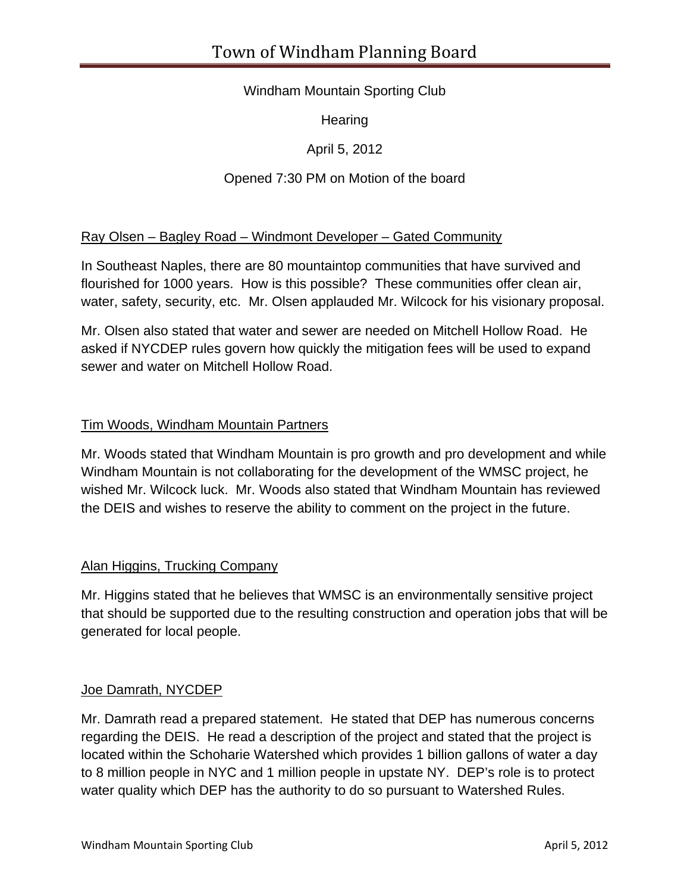# Town of Windham Planning Board

Windham Mountain Sporting Club

Hearing

April 5, 2012

Opened 7:30 PM on Motion of the board

Ray Olsen – Bagley Road – Windmont Developer – Gated Community

In Southeast Naples, there are 80 mountaintop communities that have survived and flourished for 1000 years. How is this possible? These communities offer clean air, water, safety, security, etc. Mr. Olsen applauded Mr. Wilcock for his visionary proposal.

Mr. Olsen also stated that water and sewer are needed on Mitchell Hollow Road. He asked if NYCDEP rules govern how quickly the mitigation fees will be used to expand sewer and water on Mitchell Hollow Road.

Tim Woods, Windham Mountain Partners

Mr. Woods stated that Windham Mountain is pro growth and pro development and while Windham Mountain is not collaborating for the development of the WMSC project, he wished Mr. Wilcock luck. Mr. Woods also stated that Windham Mountain has reviewed the DEIS and wishes to reserve the ability to comment on the project in the future.

Alan Higgins, Trucking Company

Mr. Higgins stated that he believes that WMSC is an environmentally sensitive project that should be supported due to the resulting construction and operation jobs that will be generated for local people.

Joe Damrath, NYCDEP

Mr. Damrath read a prepared statement. He stated that DEP has numerous concerns regarding the DEIS. He read a description of the project and stated that the project is located within the Schoharie Watershed which provides 1 billion gallons of water a day to 8 million people in NYC and 1 million people in upstate NY. DEP's role is to protect water quality which DEP has the authority to do so pursuant to Watershed Rules.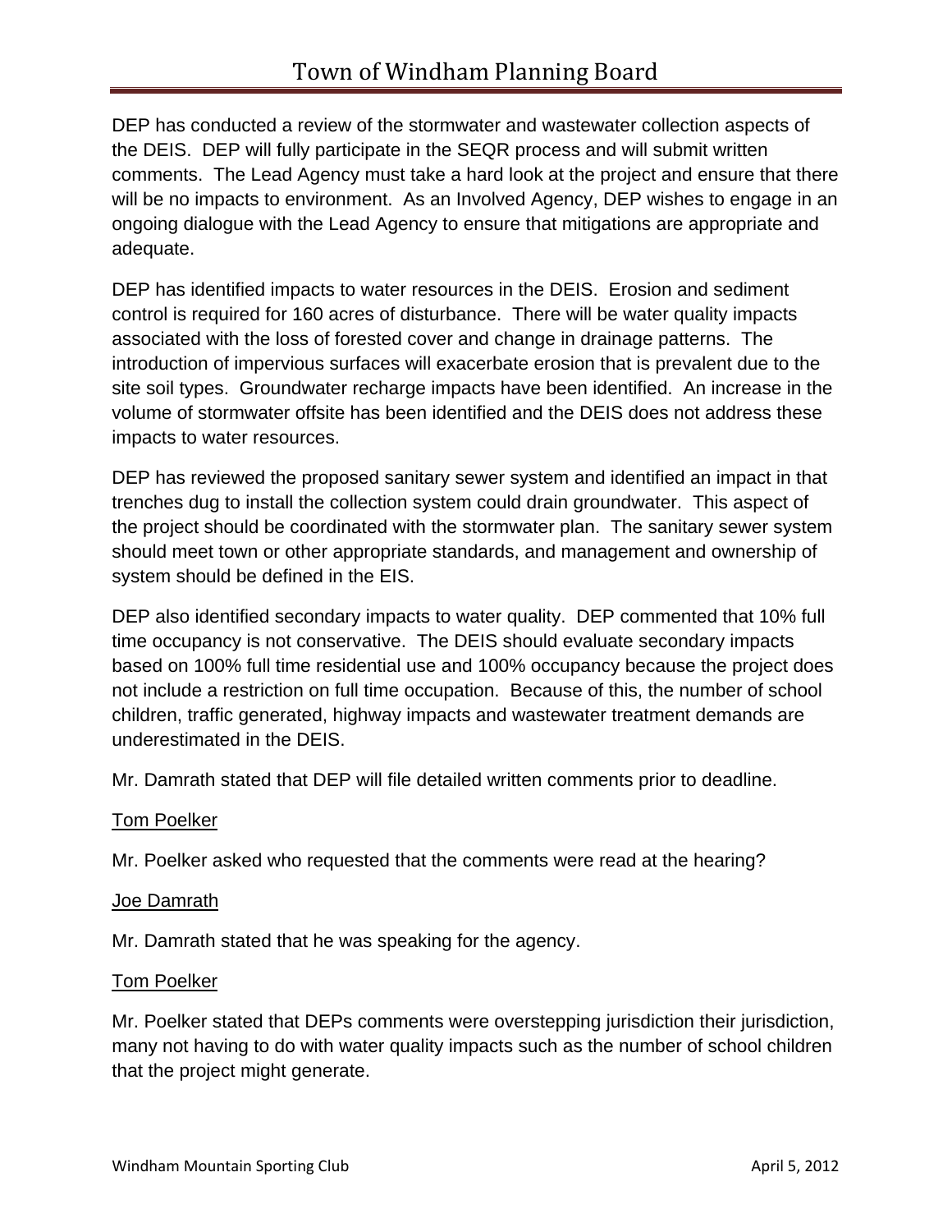DEP has conducted a review of the stormwater and wastewater collection aspects of the DEIS. DEP will fully participate in the SEQR process and will submit written comments. The Lead Agency must take a hard look at the project and ensure that there will be no impacts to environment. As an Involved Agency, DEP wishes to engage in an ongoing dialogue with the Lead Agency to ensure that mitigations are appropriate and adequate.

DEP has identified impacts to water resources in the DEIS. Erosion and sediment control is required for 160 acres of disturbance. There will be water quality impacts associated with the loss of forested cover and change in drainage patterns. The introduction of impervious surfaces will exacerbate erosion that is prevalent due to the site soil types. Groundwater recharge impacts have been identified. An increase in the volume of stormwater offsite has been identified and the DEIS does not address these impacts to water resources.

DEP has reviewed the proposed sanitary sewer system and identified an impact in that trenches dug to install the collection system could drain groundwater. This aspect of the project should be coordinated with the stormwater plan. The sanitary sewer system should meet town or other appropriate standards, and management and ownership of system should be defined in the EIS.

DEP also identified secondary impacts to water quality. DEP commented that 10% full time occupancy is not conservative. The DEIS should evaluate secondary impacts based on 100% full time residential use and 100% occupancy because the project does not include a restriction on full time occupation. Because of this, the number of school children, traffic generated, highway impacts and wastewater treatment demands are underestimated in the DEIS.

Mr. Damrath stated that DEP will file detailed written comments prior to deadline.

<u>Tom Poelker</u>

Mr. Poelker asked who requested that the comments were read at the hearing?

<u>Joe Damrath</u>

Mr. Damrath stated that he was speaking for the agency.

<u>Tom Poelker</u>

Mr. Poelker stated that DEPs comments were overstepping jurisdiction their jurisdiction, many not having to do with water quality impacts such as the number of school children that the project might generate.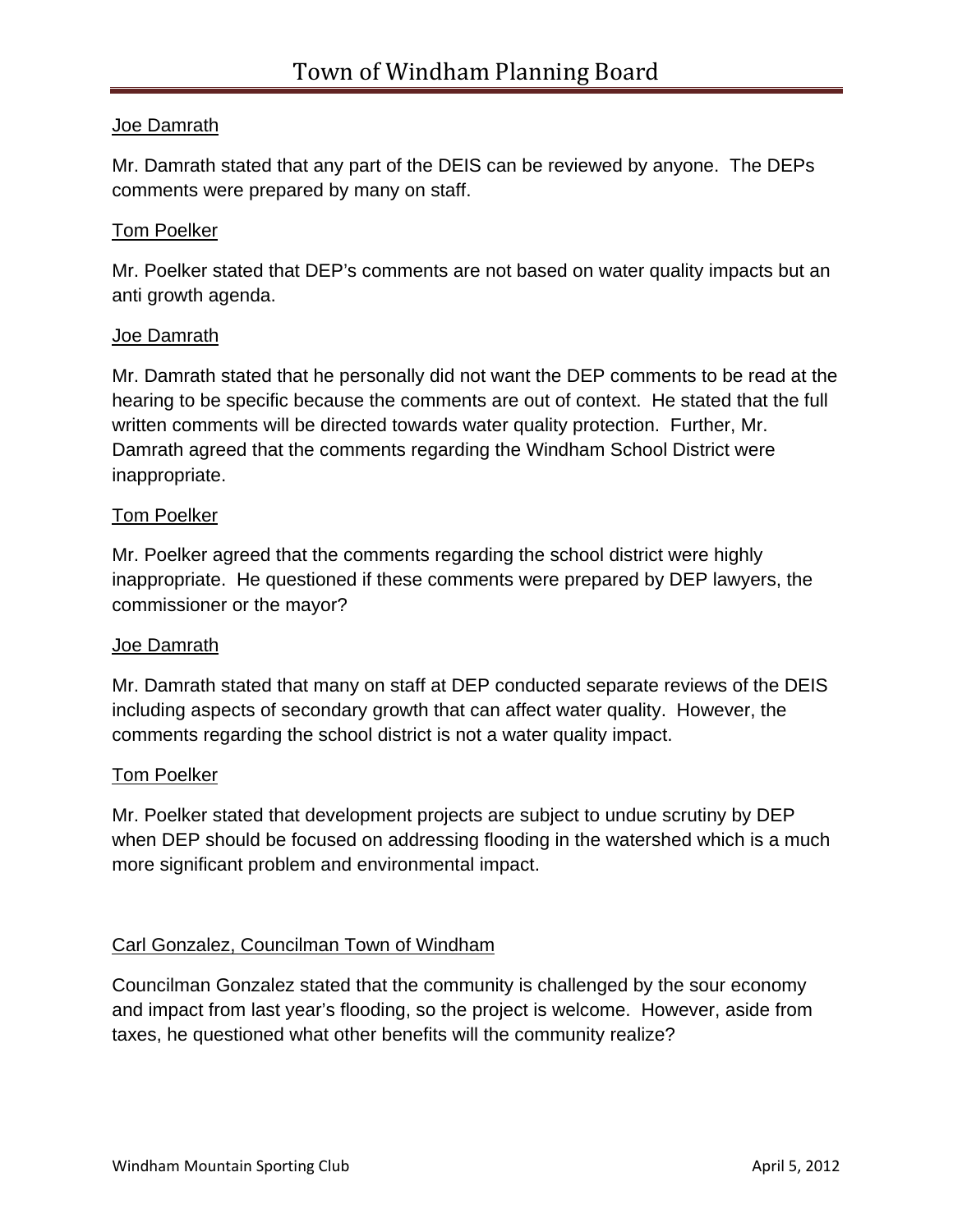Joe Damrath

Mr. Damrath stated that any part of the DEIS can be reviewed by anyone. The DEPs comments were prepared by many on staff.

Tom Poelker

Mr. Poelker stated that DEP's comments are not based on water quality impacts but an anti growth agenda.

Joe Damrath

Mr. Damrath stated that he personally did not want the DEP comments to be read at the hearing to be specific because the comments are out of context. He stated that the full written comments will be directed towards water quality protection. Further, Mr. Damrath agreed that the comments regarding the Windham School District were inappropriate.

Tom Poelker

Mr. Poelker agreed that the comments regarding the school district were highly inappropriate. He questioned if these comments were prepared by DEP lawyers, the commissioner or the mayor?

Joe Damrath

Mr. Damrath stated that many on staff at DEP conducted separate reviews of the DEIS including aspects of secondary growth that can affect water quality. However, the comments regarding the school district is not a water quality impact.

Tom Poelker

Mr. Poelker stated that development projects are subject to undue scrutiny by DEP when DEP should be focused on addressing flooding in the watershed which is a much more significant problem and environmental impact.

Carl Gonzalez, Councilman Town of Windham

Councilman Gonzalez stated that the community is challenged by the sour economy and impact from last year's flooding, so the project is welcome. However, aside from taxes, he questioned what other benefits will the community realize?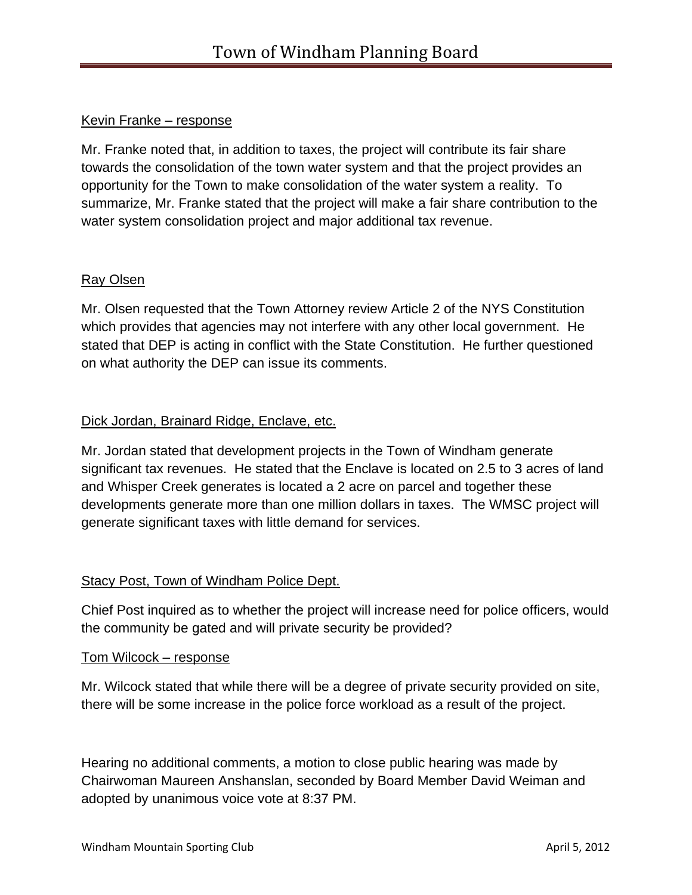Kevin Franke – response

Mr. Franke noted that, in addition to taxes, the project will contribute its fair share towards the consolidation of the town water system and that the project provides an opportunity for the Town to make consolidation of the water system a reality. To summarize, Mr. Franke stated that the project will make a fair share contribution to the water system consolidation project and major additional tax revenue.

Ray Olsen

Mr. Olsen requested that the Town Attorney review Article 2 of the NYS Constitution which provides that agencies may not interfere with any other local government. He stated that DEP is acting in conflict with the State Constitution. He further questioned on what authority the DEP can issue its comments.

Dick Jordan, Brainard Ridge, Enclave, etc.

Mr. Jordan stated that development projects in the Town of Windham generate significant tax revenues. He stated that the Enclave is located on 2.5 to 3 acres of land and Whisper Creek generates is located a 2 acre on parcel and together these developments generate more than one million dollars in taxes. The WMSC project will generate significant taxes with little demand for services.

Stacy Post, Town of Windham Police Dept.

Chief Post inquired as to whether the project will increase need for police officers, would the community be gated and will private security be provided?

Tom Wilcock – response

Mr. Wilcock stated that while there will be a degree of private security provided on site, there will be some increase in the police force workload as a result of the project.

Hearing no additional comments, a motion to close public hearing was made by Chairwoman Maureen Anshanslan, seconded by Board Member David Weiman and adopted by unanimous voice vote at 8:37 PM.